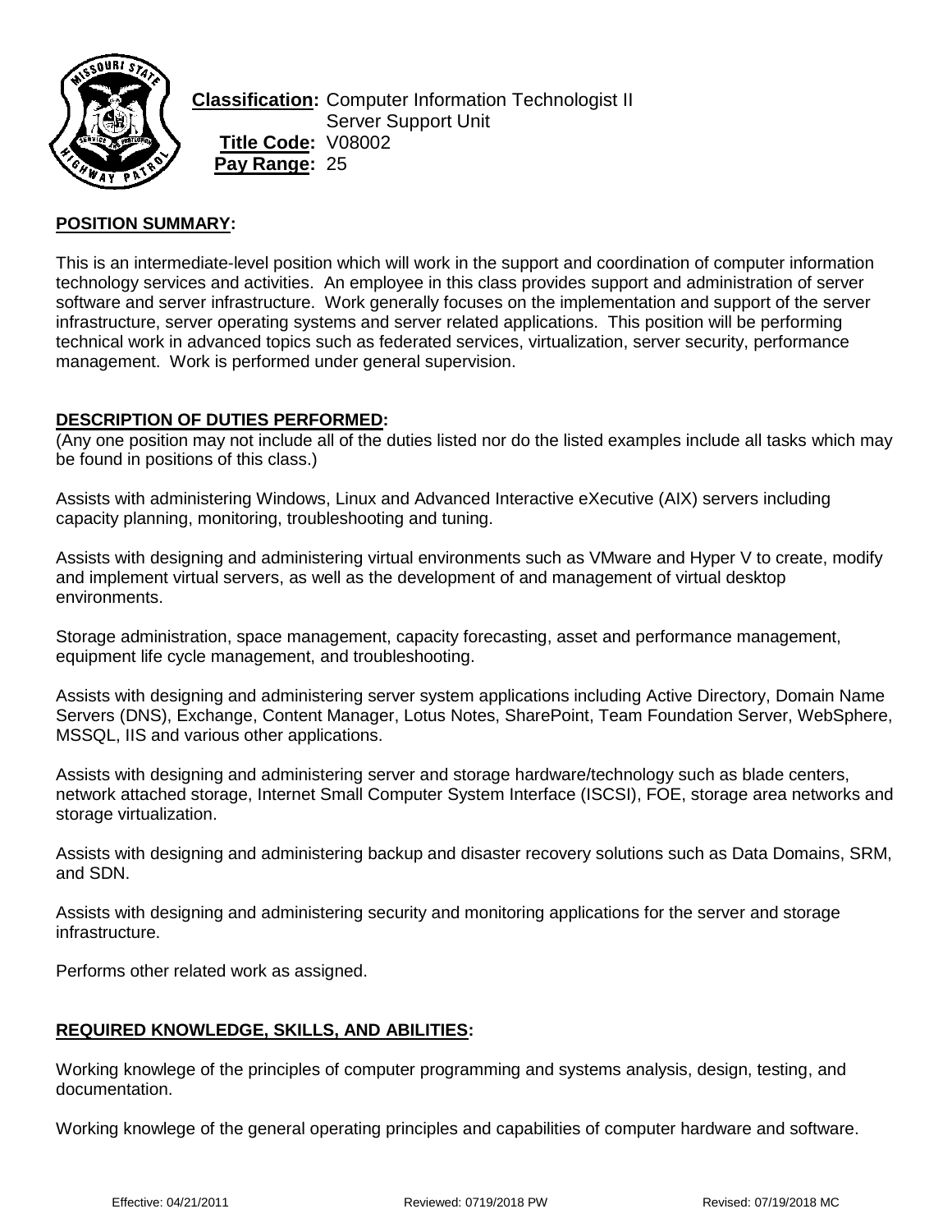**Classification:** Computer Information Technologist II
Server Support Unit
**Title Code:** V08002
**Pay Range:** 25

## POSITION SUMMARY:

This is an intermediate-level position which will work in the support and coordination of computer information technology services and activities. An employee in this class provides support and administration of server software and server infrastructure. Work generally focuses on the implementation and support of the server infrastructure, server operating systems and server related applications. This position will be performing technical work in advanced topics such as federated services, virtualization, server security, performance management. Work is performed under general supervision.

## DESCRIPTION OF DUTIES PERFORMED:

(Any one position may not include all of the duties listed nor do the listed examples include all tasks which may be found in positions of this class.)

Assists with administering Windows, Linux and Advanced Interactive eXecutive (AIX) servers including capacity planning, monitoring, troubleshooting and tuning.

Assists with designing and administering virtual environments such as VMware and Hyper V to create, modify and implement virtual servers, as well as the development of and management of virtual desktop environments.

Storage administration, space management, capacity forecasting, asset and performance management, equipment life cycle management, and troubleshooting.

Assists with designing and administering server system applications including Active Directory, Domain Name Servers (DNS), Exchange, Content Manager, Lotus Notes, SharePoint, Team Foundation Server, WebSphere, MSSQL, IIS and various other applications.

Assists with designing and administering server and storage hardware/technology such as blade centers, network attached storage, Internet Small Computer System Interface (ISCSI), FOE, storage area networks and storage virtualization.

Assists with designing and administering backup and disaster recovery solutions such as Data Domains, SRM, and SDN.

Assists with designing and administering security and monitoring applications for the server and storage infrastructure.

Performs other related work as assigned.

## REQUIRED KNOWLEDGE, SKILLS, AND ABILITIES:

Working knowlege of the principles of computer programming and systems analysis, design, testing, and documentation.

Working knowlege of the general operating principles and capabilities of computer hardware and software.

Effective: 04/21/2011 Reviewed: 0719/2018 PW Revised: 07/19/2018 MC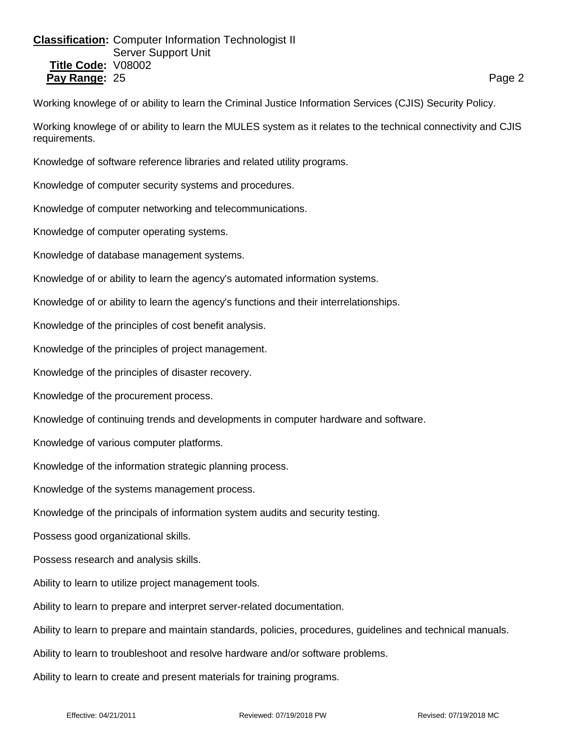Working knowlege of or ability to learn the Criminal Justice Information Services (CJIS) Security Policy.

Working knowlege of or ability to learn the MULES system as it relates to the technical connectivity and CJIS requirements.

Knowledge of software reference libraries and related utility programs.

Knowledge of computer security systems and procedures.

Knowledge of computer networking and telecommunications.

Knowledge of computer operating systems.

Knowledge of database management systems.

Knowledge of or ability to learn the agency's automated information systems.

Knowledge of or ability to learn the agency's functions and their interrelationships.

Knowledge of the principles of cost benefit analysis.

Knowledge of the principles of project management.

Knowledge of the principles of disaster recovery.

Knowledge of the procurement process.

Knowledge of continuing trends and developments in computer hardware and software.

Knowledge of various computer platforms.

Knowledge of the information strategic planning process.

Knowledge of the systems management process.

Knowledge of the principals of information system audits and security testing.

Possess good organizational skills.

Possess research and analysis skills.

Ability to learn to utilize project management tools.

Ability to learn to prepare and interpret server-related documentation.

Ability to learn to prepare and maintain standards, policies, procedures, guidelines and technical manuals.

Ability to learn to troubleshoot and resolve hardware and/or software problems.

Ability to learn to create and present materials for training programs.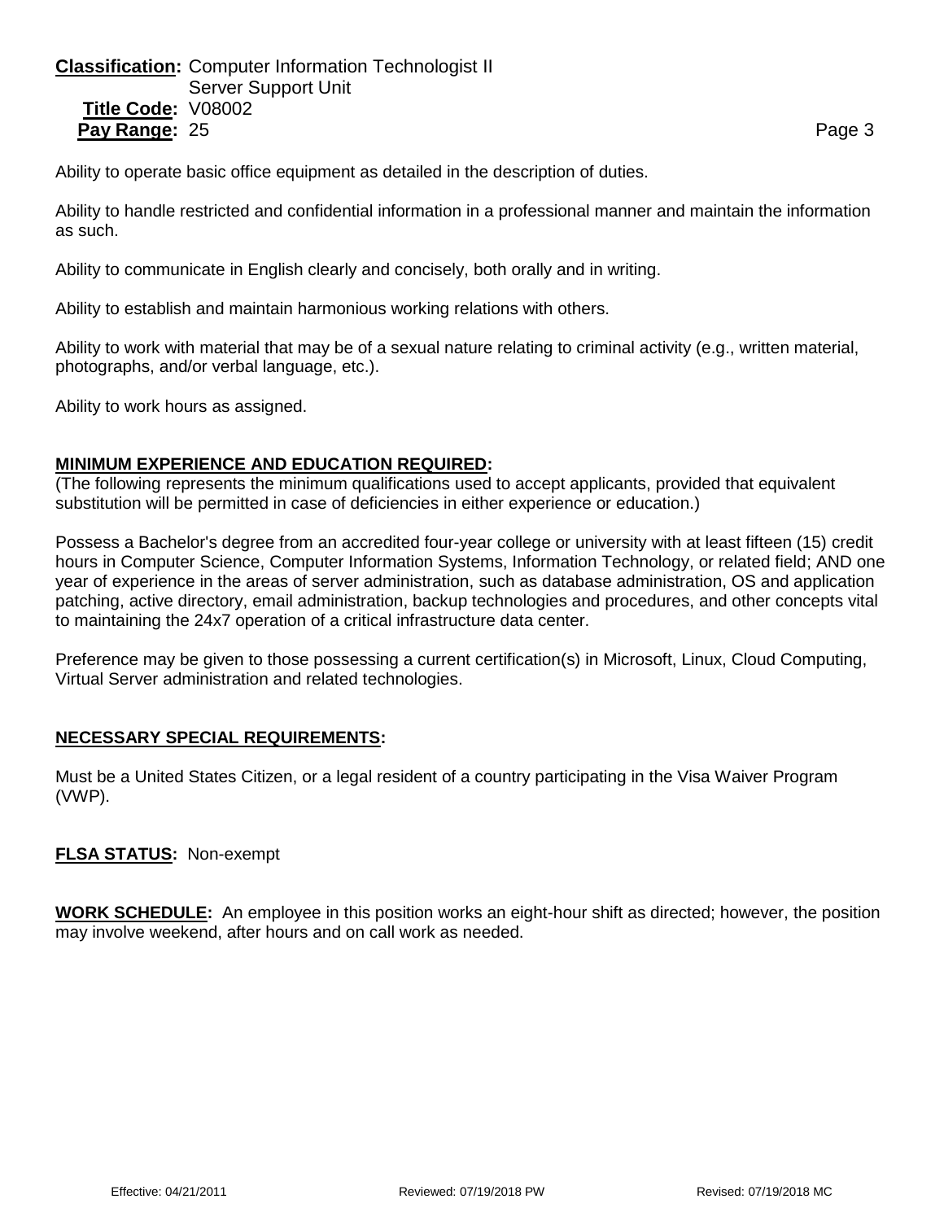Ability to operate basic office equipment as detailed in the description of duties.

Ability to handle restricted and confidential information in a professional manner and maintain the information as such.

Ability to communicate in English clearly and concisely, both orally and in writing.

Ability to establish and maintain harmonious working relations with others.

Ability to work with material that may be of a sexual nature relating to criminal activity (e.g., written material, photographs, and/or verbal language, etc.).

Ability to work hours as assigned.

**MINIMUM EXPERIENCE AND EDUCATION REQUIRED:**

(The following represents the minimum qualifications used to accept applicants, provided that equivalent substitution will be permitted in case of deficiencies in either experience or education.)

Possess a Bachelor's degree from an accredited four-year college or university with at least fifteen (15) credit hours in Computer Science, Computer Information Systems, Information Technology, or related field; AND one year of experience in the areas of server administration, such as database administration, OS and application patching, active directory, email administration, backup technologies and procedures, and other concepts vital to maintaining the 24x7 operation of a critical infrastructure data center.

Preference may be given to those possessing a current certification(s) in Microsoft, Linux, Cloud Computing, Virtual Server administration and related technologies.

**NECESSARY SPECIAL REQUIREMENTS:**

Must be a United States Citizen, or a legal resident of a country participating in the Visa Waiver Program (VWP).

**FLSA STATUS:** Non-exempt

**WORK SCHEDULE:** An employee in this position works an eight-hour shift as directed; however, the position may involve weekend, after hours and on call work as needed.